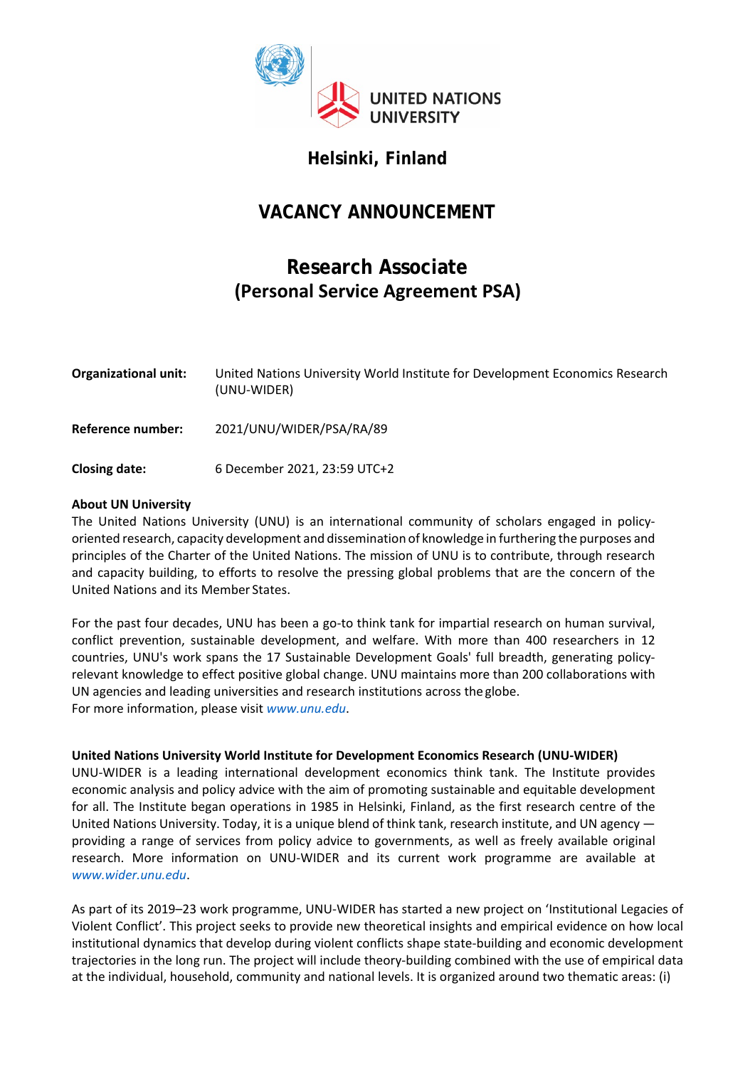UNITED NATIONS UNIVERSITY

## Helsinki, Finland

# VACANCY ANNOUNCEMENT

# Research Associate
## (Personal Service Agreement PSA)

| | |
|---|---|
| **Organizational unit:** | United Nations University World Institute for Development Economics Research (UNU-WIDER) |
| **Reference number:** | 2021/UNU/WIDER/PSA/RA/89 |
| **Closing date:** | 6 December 2021, 23:59 UTC+2 |

**About UN University**

The United Nations University (UNU) is an international community of scholars engaged in policy-oriented research, capacity development and dissemination of knowledge in furthering the purposes and principles of the Charter of the United Nations. The mission of UNU is to contribute, through research and capacity building, to efforts to resolve the pressing global problems that are the concern of the United Nations and its Member States.

For the past four decades, UNU has been a go-to think tank for impartial research on human survival, conflict prevention, sustainable development, and welfare. With more than 400 researchers in 12 countries, UNU's work spans the 17 Sustainable Development Goals' full breadth, generating policy-relevant knowledge to effect positive global change. UNU maintains more than 200 collaborations with UN agencies and leading universities and research institutions across the globe.
For more information, please visit *www.unu.edu*.

**United Nations University World Institute for Development Economics Research (UNU-WIDER)**

UNU-WIDER is a leading international development economics think tank. The Institute provides economic analysis and policy advice with the aim of promoting sustainable and equitable development for all. The Institute began operations in 1985 in Helsinki, Finland, as the first research centre of the United Nations University. Today, it is a unique blend of think tank, research institute, and UN agency — providing a range of services from policy advice to governments, as well as freely available original research. More information on UNU-WIDER and its current work programme are available at *www.wider.unu.edu*.

As part of its 2019–23 work programme, UNU-WIDER has started a new project on 'Institutional Legacies of Violent Conflict'. This project seeks to provide new theoretical insights and empirical evidence on how local institutional dynamics that develop during violent conflicts shape state-building and economic development trajectories in the long run. The project will include theory-building combined with the use of empirical data at the individual, household, community and national levels. It is organized around two thematic areas: (i)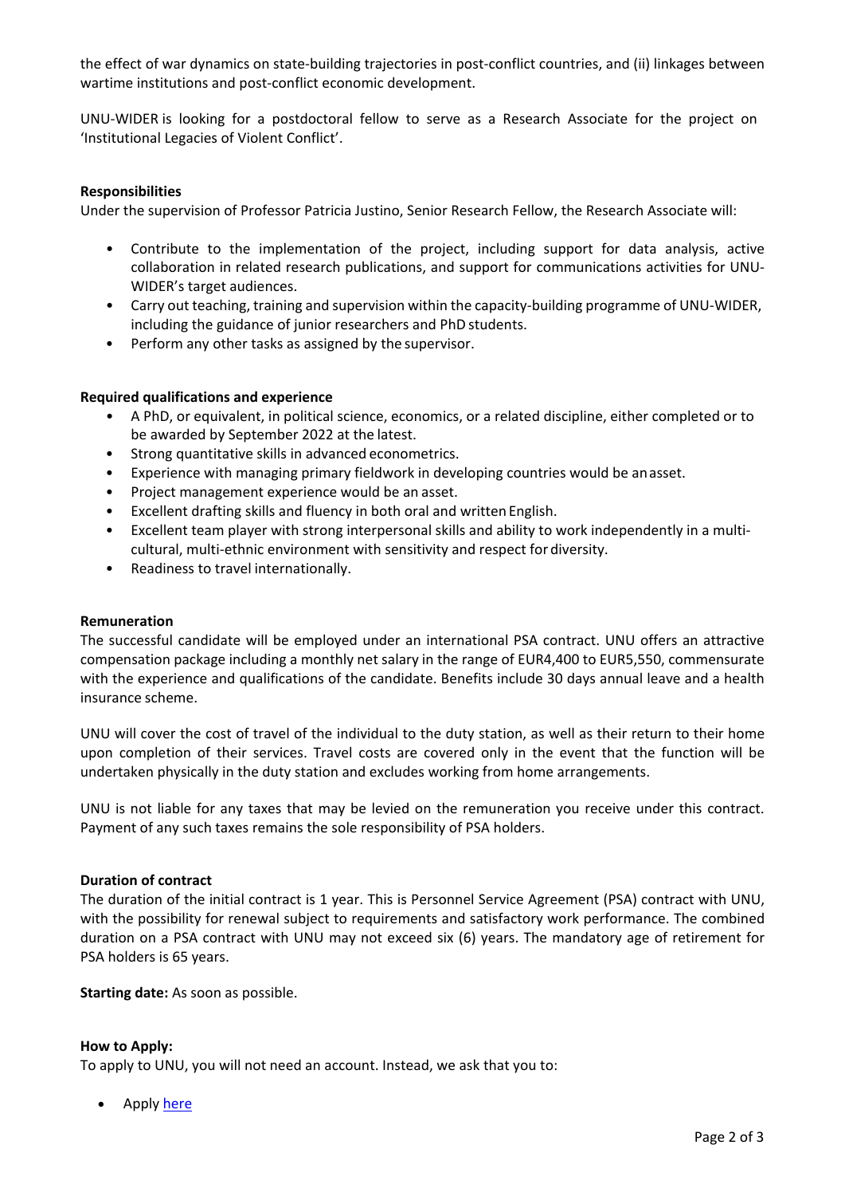the effect of war dynamics on state-building trajectories in post-conflict countries, and (ii) linkages between wartime institutions and post-conflict economic development.

UNU-WIDER is looking for a postdoctoral fellow to serve as a Research Associate for the project on 'Institutional Legacies of Violent Conflict'.

**Responsibilities**

Under the supervision of Professor Patricia Justino, Senior Research Fellow, the Research Associate will:

- Contribute to the implementation of the project, including support for data analysis, active collaboration in related research publications, and support for communications activities for UNU-WIDER's target audiences.
- Carry out teaching, training and supervision within the capacity-building programme of UNU-WIDER, including the guidance of junior researchers and PhD students.
- Perform any other tasks as assigned by the supervisor.

**Required qualifications and experience**

- A PhD, or equivalent, in political science, economics, or a related discipline, either completed or to be awarded by September 2022 at the latest.
- Strong quantitative skills in advanced econometrics.
- Experience with managing primary fieldwork in developing countries would be an asset.
- Project management experience would be an asset.
- Excellent drafting skills and fluency in both oral and written English.
- Excellent team player with strong interpersonal skills and ability to work independently in a multi-cultural, multi-ethnic environment with sensitivity and respect for diversity.
- Readiness to travel internationally.

**Remuneration**

The successful candidate will be employed under an international PSA contract. UNU offers an attractive compensation package including a monthly net salary in the range of EUR4,400 to EUR5,550, commensurate with the experience and qualifications of the candidate. Benefits include 30 days annual leave and a health insurance scheme.

UNU will cover the cost of travel of the individual to the duty station, as well as their return to their home upon completion of their services. Travel costs are covered only in the event that the function will be undertaken physically in the duty station and excludes working from home arrangements.

UNU is not liable for any taxes that may be levied on the remuneration you receive under this contract. Payment of any such taxes remains the sole responsibility of PSA holders.

**Duration of contract**

The duration of the initial contract is 1 year. This is Personnel Service Agreement (PSA) contract with UNU, with the possibility for renewal subject to requirements and satisfactory work performance. The combined duration on a PSA contract with UNU may not exceed six (6) years. The mandatory age of retirement for PSA holders is 65 years.

**Starting date:** As soon as possible.

**How to Apply:**

To apply to UNU, you will not need an account. Instead, we ask that you to:

- Apply here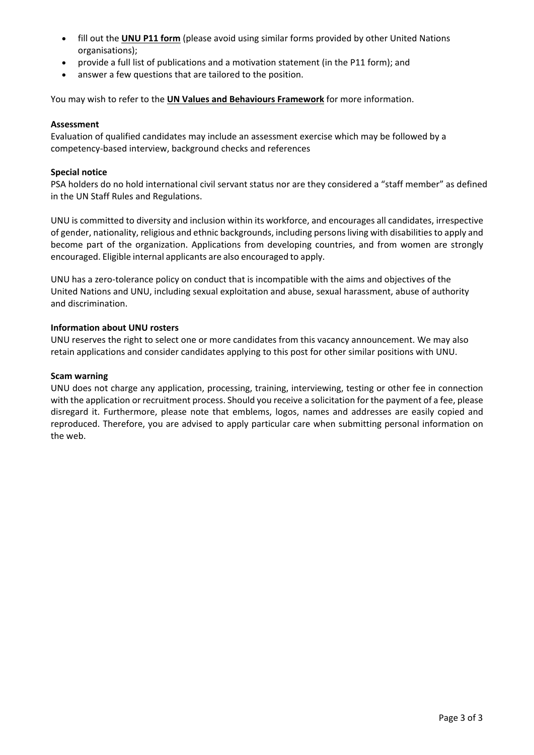- fill out the **UNU P11 form** (please avoid using similar forms provided by other United Nations organisations);
- provide a full list of publications and a motivation statement (in the P11 form); and
- answer a few questions that are tailored to the position.

You may wish to refer to the **UN Values and Behaviours Framework** for more information.

**Assessment**
Evaluation of qualified candidates may include an assessment exercise which may be followed by a competency-based interview, background checks and references

**Special notice**
PSA holders do no hold international civil servant status nor are they considered a "staff member" as defined in the UN Staff Rules and Regulations.

UNU is committed to diversity and inclusion within its workforce, and encourages all candidates, irrespective of gender, nationality, religious and ethnic backgrounds, including persons living with disabilities to apply and become part of the organization. Applications from developing countries, and from women are strongly encouraged. Eligible internal applicants are also encouraged to apply.

UNU has a zero-tolerance policy on conduct that is incompatible with the aims and objectives of the United Nations and UNU, including sexual exploitation and abuse, sexual harassment, abuse of authority and discrimination.

**Information about UNU rosters**
UNU reserves the right to select one or more candidates from this vacancy announcement. We may also retain applications and consider candidates applying to this post for other similar positions with UNU.

**Scam warning**
UNU does not charge any application, processing, training, interviewing, testing or other fee in connection with the application or recruitment process. Should you receive a solicitation for the payment of a fee, please disregard it. Furthermore, please note that emblems, logos, names and addresses are easily copied and reproduced. Therefore, you are advised to apply particular care when submitting personal information on the web.